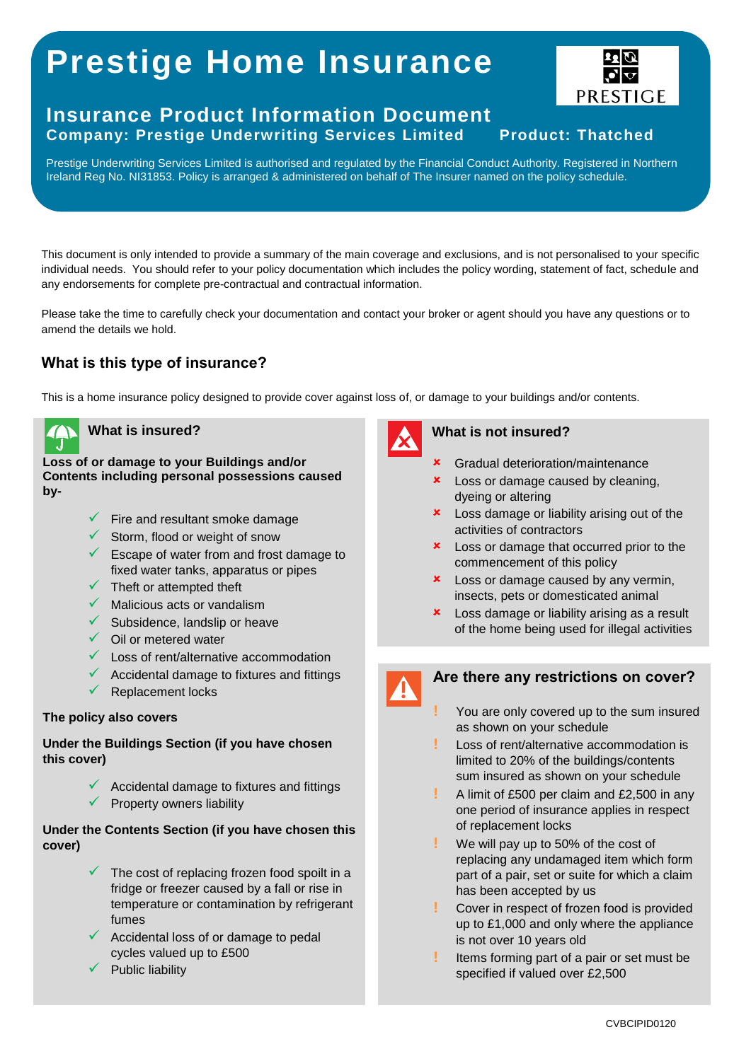# Prestige Home Insurance

## Insurance Product Information Document

**Company: Prestige Underwriting Services Limited** **Product: Thatched**

Prestige Underwriting Services Limited is authorised and regulated by the Financial Conduct Authority. Registered in Northern Ireland Reg No. NI31853. Policy is arranged & administered on behalf of The Insurer named on the policy schedule.

This document is only intended to provide a summary of the main coverage and exclusions, and is not personalised to your specific individual needs. You should refer to your policy documentation which includes the policy wording, statement of fact, schedule and any endorsements for complete pre-contractual and contractual information.

Please take the time to carefully check your documentation and contact your broker or agent should you have any questions or to amend the details we hold.

### What is this type of insurance?

This is a home insurance policy designed to provide cover against loss of, or damage to your buildings and/or contents.

### What is insured?

**Loss of or damage to your Buildings and/or Contents including personal possessions caused by-**

- ✓ Fire and resultant smoke damage
- ✓ Storm, flood or weight of snow
- ✓ Escape of water from and frost damage to fixed water tanks, apparatus or pipes
- ✓ Theft or attempted theft
- ✓ Malicious acts or vandalism
- ✓ Subsidence, landslip or heave
- ✓ Oil or metered water
- ✓ Loss of rent/alternative accommodation
- ✓ Accidental damage to fixtures and fittings
- ✓ Replacement locks

**The policy also covers**

**Under the Buildings Section (if you have chosen this cover)**

- ✓ Accidental damage to fixtures and fittings
- ✓ Property owners liability

**Under the Contents Section (if you have chosen this cover)**

- ✓ The cost of replacing frozen food spoilt in a fridge or freezer caused by a fall or rise in temperature or contamination by refrigerant fumes
- ✓ Accidental loss of or damage to pedal cycles valued up to £500
- ✓ Public liability

### What is not insured?

- ✗ Gradual deterioration/maintenance
- ✗ Loss or damage caused by cleaning, dyeing or altering
- ✗ Loss damage or liability arising out of the activities of contractors
- ✗ Loss or damage that occurred prior to the commencement of this policy
- ✗ Loss or damage caused by any vermin, insects, pets or domesticated animal
- ✗ Loss damage or liability arising as a result of the home being used for illegal activities

### Are there any restrictions on cover?

- ! You are only covered up to the sum insured as shown on your schedule
- ! Loss of rent/alternative accommodation is limited to 20% of the buildings/contents sum insured as shown on your schedule
- ! A limit of £500 per claim and £2,500 in any one period of insurance applies in respect of replacement locks
- ! We will pay up to 50% of the cost of replacing any undamaged item which form part of a pair, set or suite for which a claim has been accepted by us
- ! Cover in respect of frozen food is provided up to £1,000 and only where the appliance is not over 10 years old
- ! Items forming part of a pair or set must be specified if valued over £2,500

CVBCIPID0120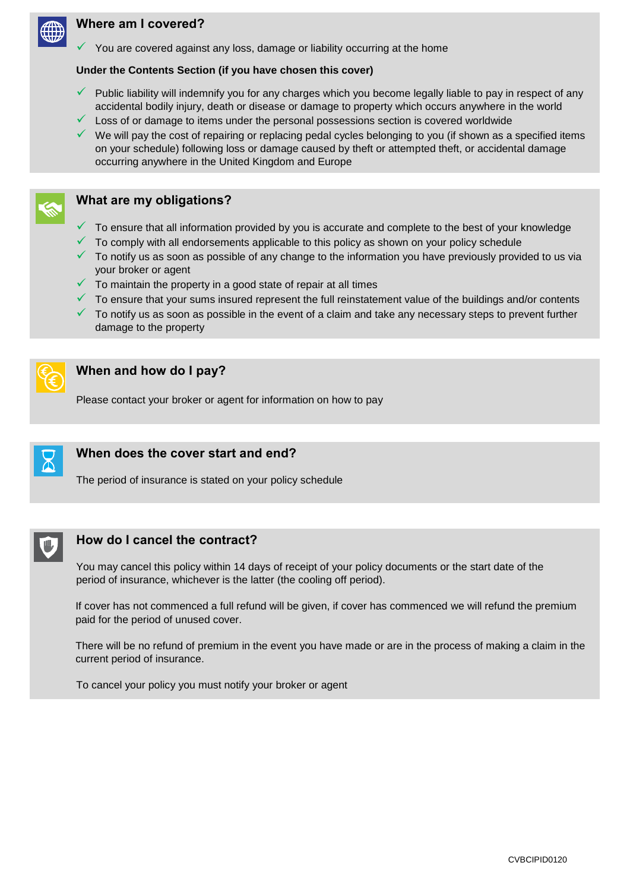## Where am I covered?

- ✓ You are covered against any loss, damage or liability occurring at the home

**Under the Contents Section (if you have chosen this cover)**

- ✓ Public liability will indemnify you for any charges which you become legally liable to pay in respect of any accidental bodily injury, death or disease or damage to property which occurs anywhere in the world
- ✓ Loss of or damage to items under the personal possessions section is covered worldwide
- ✓ We will pay the cost of repairing or replacing pedal cycles belonging to you (if shown as a specified items on your schedule) following loss or damage caused by theft or attempted theft, or accidental damage occurring anywhere in the United Kingdom and Europe

## What are my obligations?

- ✓ To ensure that all information provided by you is accurate and complete to the best of your knowledge
- ✓ To comply with all endorsements applicable to this policy as shown on your policy schedule
- ✓ To notify us as soon as possible of any change to the information you have previously provided to us via your broker or agent
- ✓ To maintain the property in a good state of repair at all times
- ✓ To ensure that your sums insured represent the full reinstatement value of the buildings and/or contents
- ✓ To notify us as soon as possible in the event of a claim and take any necessary steps to prevent further damage to the property

## When and how do I pay?

Please contact your broker or agent for information on how to pay

## When does the cover start and end?

The period of insurance is stated on your policy schedule

## How do I cancel the contract?

You may cancel this policy within 14 days of receipt of your policy documents or the start date of the period of insurance, whichever is the latter (the cooling off period).

If cover has not commenced a full refund will be given, if cover has commenced we will refund the premium paid for the period of unused cover.

There will be no refund of premium in the event you have made or are in the process of making a claim in the current period of insurance.

To cancel your policy you must notify your broker or agent

CVBCIPID0120